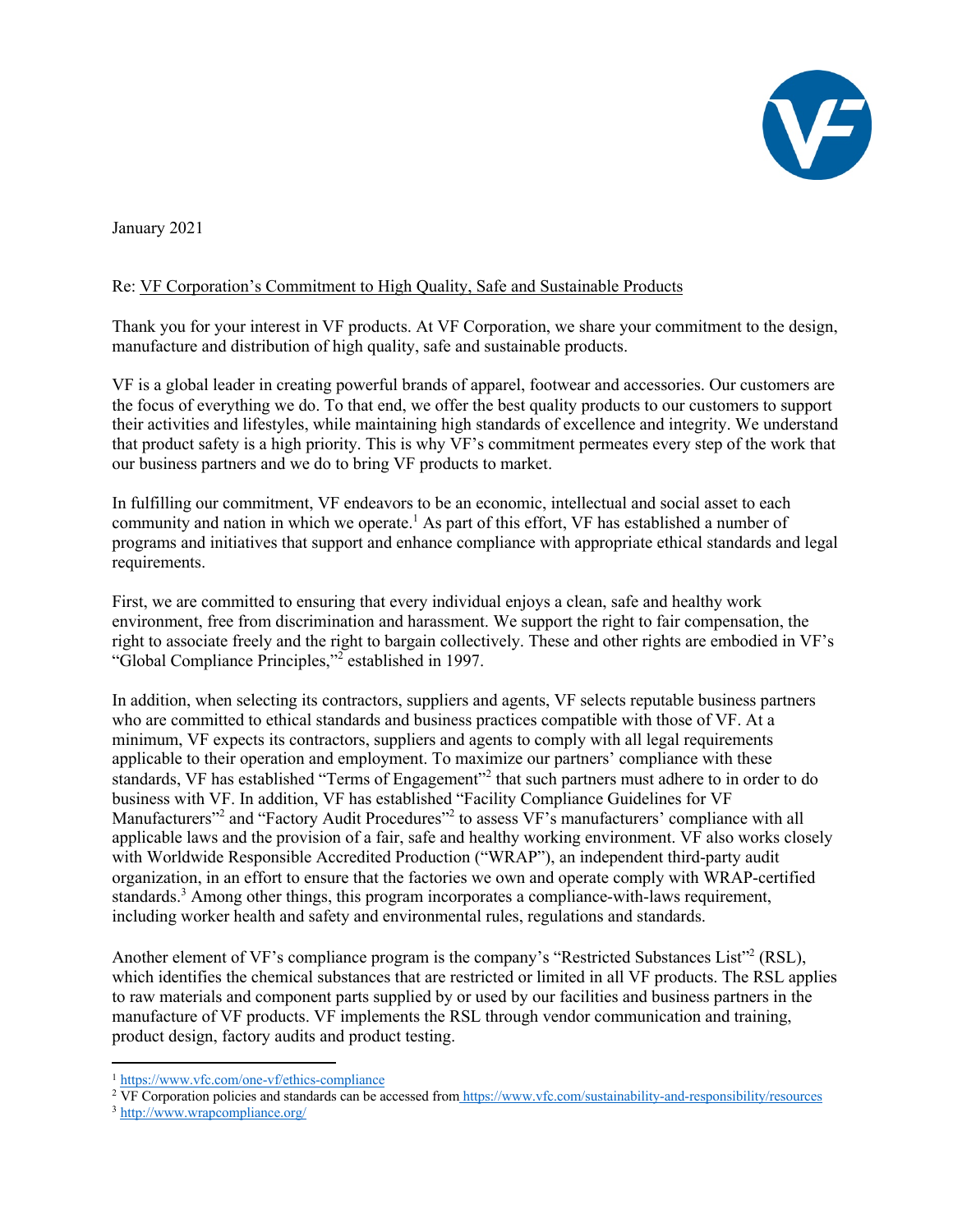January 2021

Re: VF Corporation's Commitment to High Quality, Safe and Sustainable Products

Thank you for your interest in VF products. At VF Corporation, we share your commitment to the design, manufacture and distribution of high quality, safe and sustainable products.

VF is a global leader in creating powerful brands of apparel, footwear and accessories. Our customers are the focus of everything we do. To that end, we offer the best quality products to our customers to support their activities and lifestyles, while maintaining high standards of excellence and integrity. We understand that product safety is a high priority. This is why VF's commitment permeates every step of the work that our business partners and we do to bring VF products to market.

In fulfilling our commitment, VF endeavors to be an economic, intellectual and social asset to each community and nation in which we operate.[1] As part of this effort, VF has established a number of programs and initiatives that support and enhance compliance with appropriate ethical standards and legal requirements.

First, we are committed to ensuring that every individual enjoys a clean, safe and healthy work environment, free from discrimination and harassment. We support the right to fair compensation, the right to associate freely and the right to bargain collectively. These and other rights are embodied in VF's "Global Compliance Principles,"[2] established in 1997.

In addition, when selecting its contractors, suppliers and agents, VF selects reputable business partners who are committed to ethical standards and business practices compatible with those of VF. At a minimum, VF expects its contractors, suppliers and agents to comply with all legal requirements applicable to their operation and employment. To maximize our partners' compliance with these standards, VF has established "Terms of Engagement"[2] that such partners must adhere to in order to do business with VF. In addition, VF has established "Facility Compliance Guidelines for VF Manufacturers"[2] and "Factory Audit Procedures"[2] to assess VF's manufacturers' compliance with all applicable laws and the provision of a fair, safe and healthy working environment. VF also works closely with Worldwide Responsible Accredited Production ("WRAP"), an independent third-party audit organization, in an effort to ensure that the factories we own and operate comply with WRAP-certified standards.[3] Among other things, this program incorporates a compliance-with-laws requirement, including worker health and safety and environmental rules, regulations and standards.

Another element of VF's compliance program is the company's "Restricted Substances List"[2] (RSL), which identifies the chemical substances that are restricted or limited in all VF products. The RSL applies to raw materials and component parts supplied by or used by our facilities and business partners in the manufacture of VF products. VF implements the RSL through vendor communication and training, product design, factory audits and product testing.

---

[1] https://www.vfc.com/one-vf/ethics-compliance

[2] VF Corporation policies and standards can be accessed from https://www.vfc.com/sustainability-and-responsibility/resources

[3] http://www.wrapcompliance.org/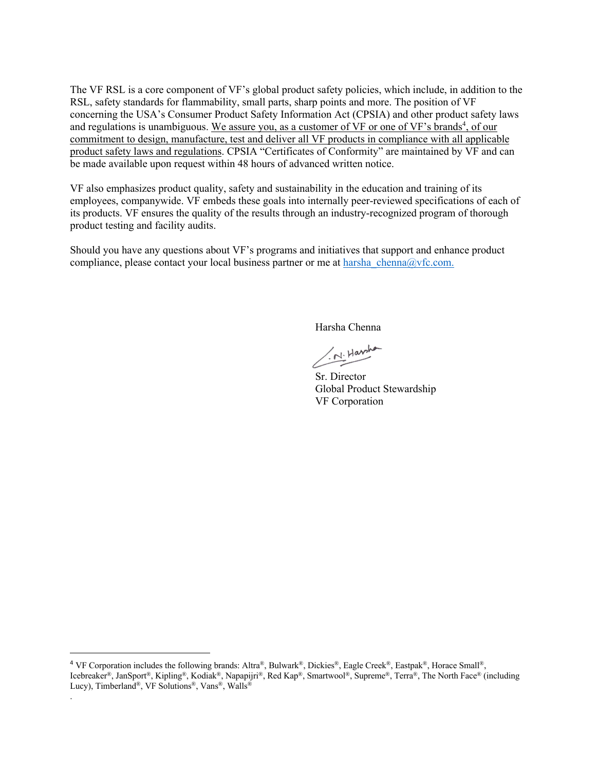The VF RSL is a core component of VF's global product safety policies, which include, in addition to the RSL, safety standards for flammability, small parts, sharp points and more. The position of VF concerning the USA's Consumer Product Safety Information Act (CPSIA) and other product safety laws and regulations is unambiguous. <u>We assure you, as a customer of VF or one of VF's brands[4], of our commitment to design, manufacture, test and deliver all VF products in compliance with all applicable product safety laws and regulations</u>. CPSIA "Certificates of Conformity" are maintained by VF and can be made available upon request within 48 hours of advanced written notice.

VF also emphasizes product quality, safety and sustainability in the education and training of its employees, companywide. VF embeds these goals into internally peer-reviewed specifications of each of its products. VF ensures the quality of the results through an industry-recognized program of thorough product testing and facility audits.

Should you have any questions about VF's programs and initiatives that support and enhance product compliance, please contact your local business partner or me at harsha_chenna@vfc.com.

Harsha Chenna

Sr. Director
Global Product Stewardship
VF Corporation

---

[4] VF Corporation includes the following brands: Altra®, Bulwark®, Dickies®, Eagle Creek®, Eastpak®, Horace Small®, Icebreaker®, JanSport®, Kipling®, Kodiak®, Napapijri®, Red Kap®, Smartwool®, Supreme®, Terra®, The North Face® (including Lucy), Timberland®, VF Solutions®, Vans®, Walls®